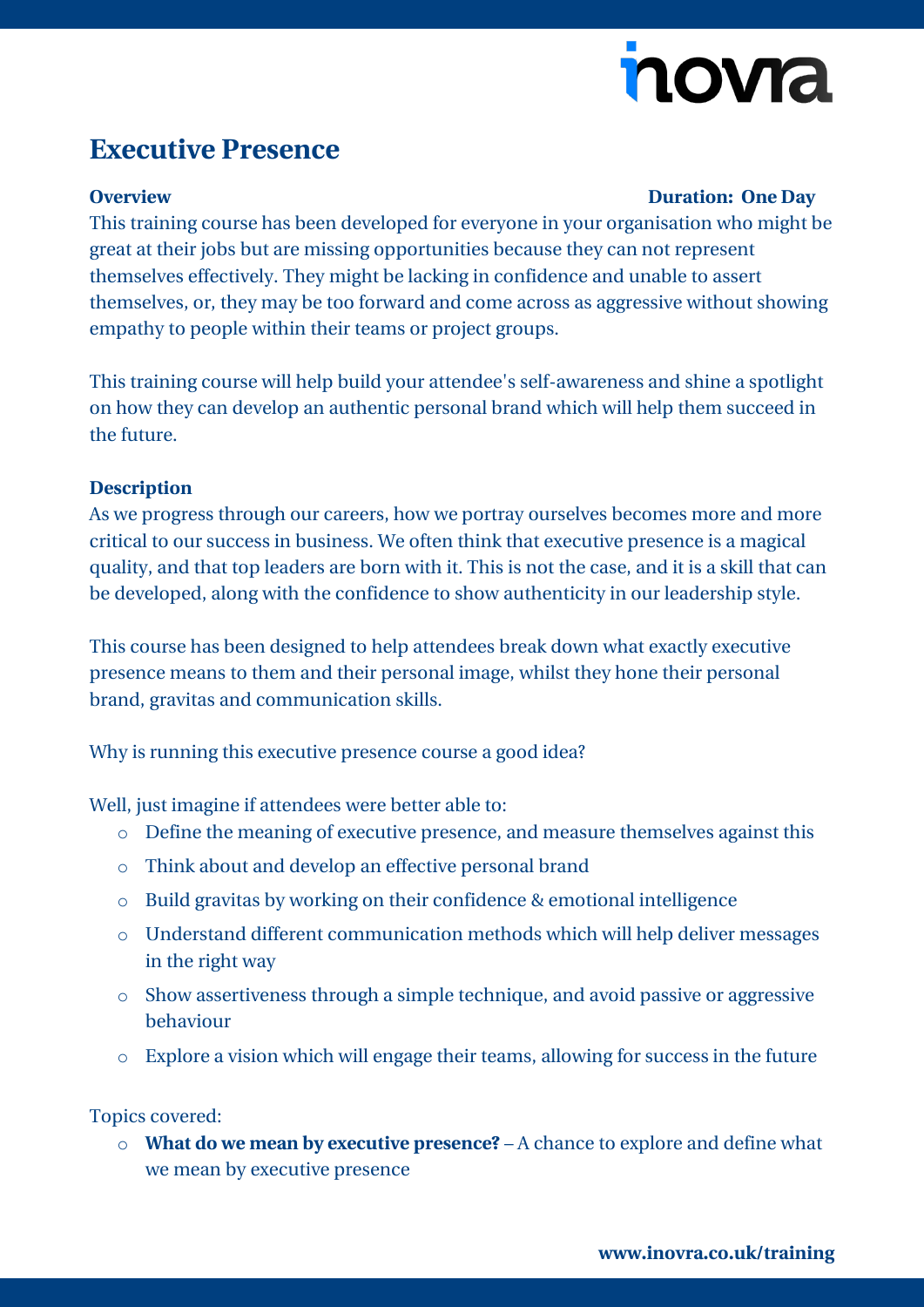# Executive Presence

**Overview** **Duration: One Day**

This training course has been developed for everyone in your organisation who might be great at their jobs but are missing opportunities because they can not represent themselves effectively. They might be lacking in confidence and unable to assert themselves, or, they may be too forward and come across as aggressive without showing empathy to people within their teams or project groups.

This training course will help build your attendee's self-awareness and shine a spotlight on how they can develop an authentic personal brand which will help them succeed in the future.

**Description**

As we progress through our careers, how we portray ourselves becomes more and more critical to our success in business. We often think that executive presence is a magical quality, and that top leaders are born with it. This is not the case, and it is a skill that can be developed, along with the confidence to show authenticity in our leadership style.

This course has been designed to help attendees break down what exactly executive presence means to them and their personal image, whilst they hone their personal brand, gravitas and communication skills.

Why is running this executive presence course a good idea?

Well, just imagine if attendees were better able to:

- Define the meaning of executive presence, and measure themselves against this
- Think about and develop an effective personal brand
- Build gravitas by working on their confidence & emotional intelligence
- Understand different communication methods which will help deliver messages in the right way
- Show assertiveness through a simple technique, and avoid passive or aggressive behaviour
- Explore a vision which will engage their teams, allowing for success in the future

Topics covered:

- **What do we mean by executive presence?** – A chance to explore and define what we mean by executive presence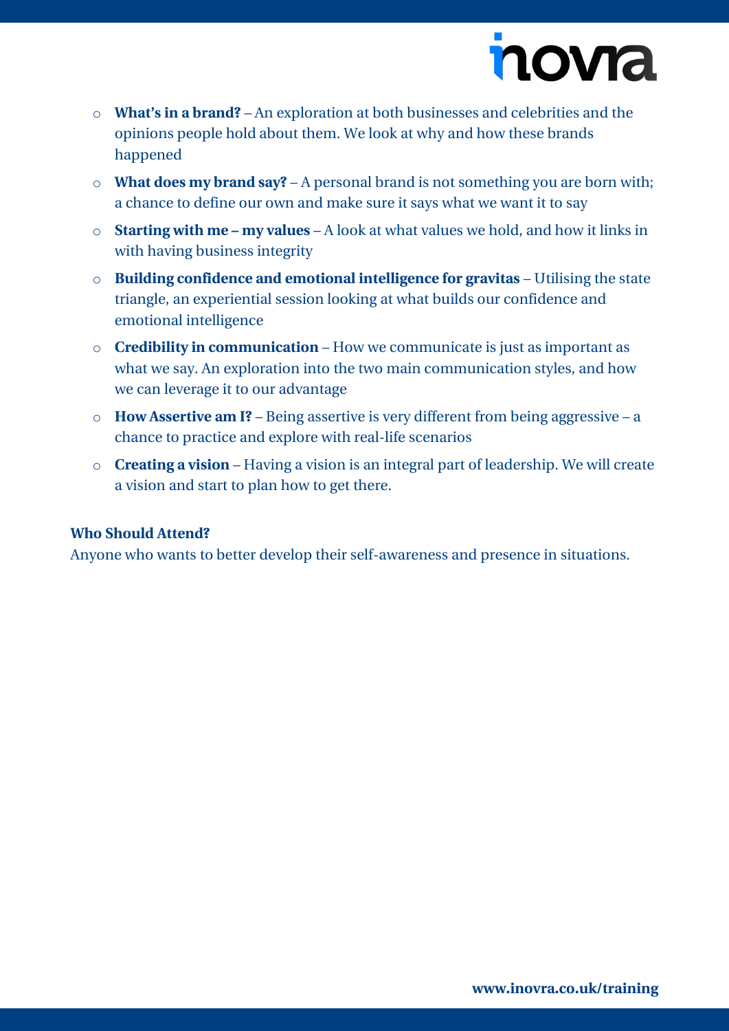- **What's in a brand?** – An exploration at both businesses and celebrities and the opinions people hold about them. We look at why and how these brands happened
- **What does my brand say?** – A personal brand is not something you are born with; a chance to define our own and make sure it says what we want it to say
- **Starting with me – my values** – A look at what values we hold, and how it links in with having business integrity
- **Building confidence and emotional intelligence for gravitas** – Utilising the state triangle, an experiential session looking at what builds our confidence and emotional intelligence
- **Credibility in communication** – How we communicate is just as important as what we say. An exploration into the two main communication styles, and how we can leverage it to our advantage
- **How Assertive am I?** – Being assertive is very different from being aggressive – a chance to practice and explore with real-life scenarios
- **Creating a vision** – Having a vision is an integral part of leadership. We will create a vision and start to plan how to get there.

**Who Should Attend?**

Anyone who wants to better develop their self-awareness and presence in situations.

**www.inovra.co.uk/training**